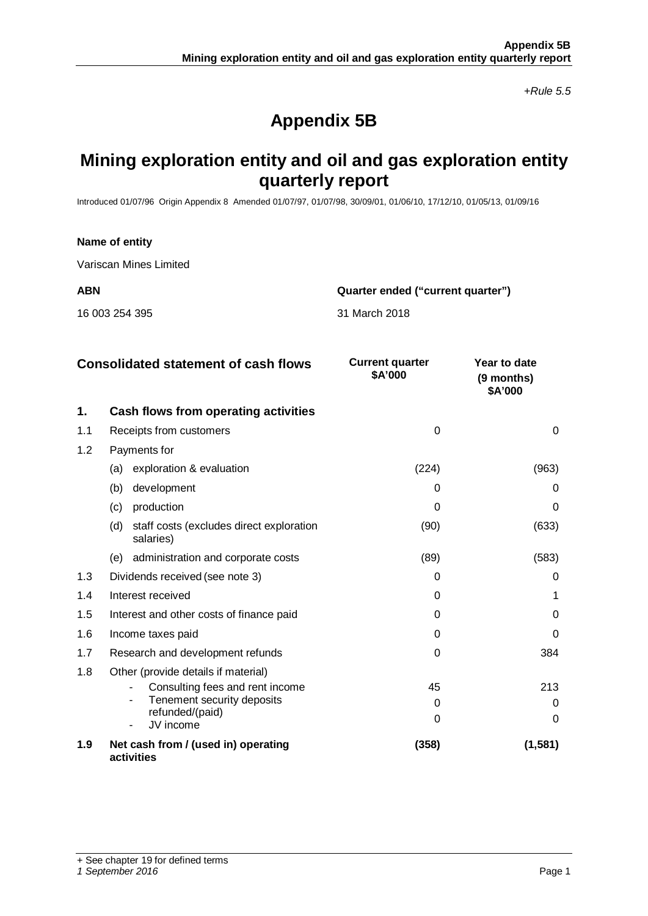*+Rule 5.5*

# Appendix 5B

## Mining exploration entity and oil and gas exploration entity quarterly report

Introduced 01/07/96 Origin Appendix 8 Amended 01/07/97, 01/07/98, 30/09/01, 01/06/10, 17/12/10, 01/05/13, 01/09/16

**Name of entity**

Variscan Mines Limited

| ABN | Quarter ended ("current quarter") |
|---|---|
| 16 003 254 395 | 31 March 2018 |

| Consolidated statement of cash flows | | Current quarter $A'000 | Year to date (9 months) $A'000 |
|---|---|---|---|
| **1.** | **Cash flows from operating activities** | | |
| 1.1 | Receipts from customers | 0 | 0 |
| 1.2 | Payments for | | |
| | (a) exploration & evaluation | (224) | (963) |
| | (b) development | 0 | 0 |
| | (c) production | 0 | 0 |
| | (d) staff costs (excludes direct exploration salaries) | (90) | (633) |
| | (e) administration and corporate costs | (89) | (583) |
| 1.3 | Dividends received (see note 3) | 0 | 0 |
| 1.4 | Interest received | 0 | 1 |
| 1.5 | Interest and other costs of finance paid | 0 | 0 |
| 1.6 | Income taxes paid | 0 | 0 |
| 1.7 | Research and development refunds | 0 | 384 |
| 1.8 | Other (provide details if material) | | |
| | - Consulting fees and rent income | 45 | 213 |
| | - Tenement security deposits refunded/(paid) | 0 | 0 |
| | - JV income | 0 | 0 |
| **1.9** | **Net cash from / (used in) operating activities** | **(358)** | **(1,581)** |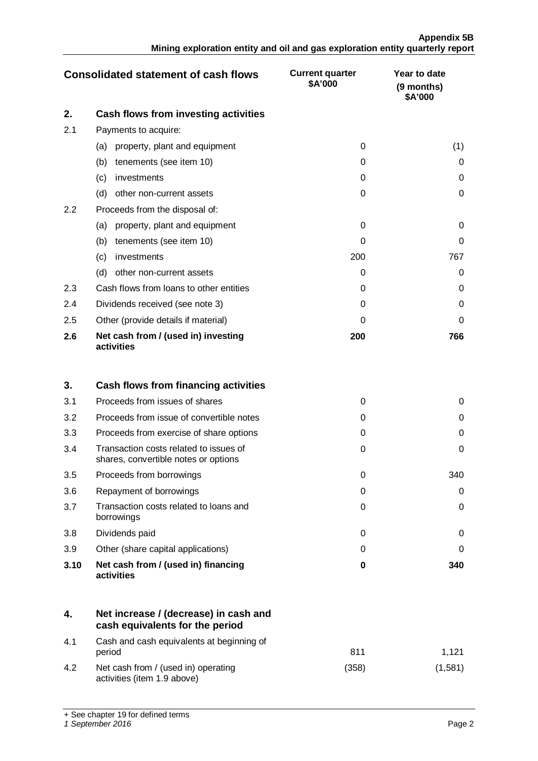| Consolidated statement of cash flows | | Current quarter \$A'000 | Year to date (9 months) \$A'000 |
|---|---|---|---|
| **2.** | **Cash flows from investing activities** | | |
| 2.1 | Payments to acquire: | | |
| | (a) property, plant and equipment | 0 | (1) |
| | (b) tenements (see item 10) | 0 | 0 |
| | (c) investments | 0 | 0 |
| | (d) other non-current assets | 0 | 0 |
| 2.2 | Proceeds from the disposal of: | | |
| | (a) property, plant and equipment | 0 | 0 |
| | (b) tenements (see item 10) | 0 | 0 |
| | (c) investments | 200 | 767 |
| | (d) other non-current assets | 0 | 0 |
| 2.3 | Cash flows from loans to other entities | 0 | 0 |
| 2.4 | Dividends received (see note 3) | 0 | 0 |
| 2.5 | Other (provide details if material) | 0 | 0 |
| **2.6** | **Net cash from / (used in) investing activities** | **200** | **766** |
| **3.** | **Cash flows from financing activities** | | |
| 3.1 | Proceeds from issues of shares | 0 | 0 |
| 3.2 | Proceeds from issue of convertible notes | 0 | 0 |
| 3.3 | Proceeds from exercise of share options | 0 | 0 |
| 3.4 | Transaction costs related to issues of shares, convertible notes or options | 0 | 0 |
| 3.5 | Proceeds from borrowings | 0 | 340 |
| 3.6 | Repayment of borrowings | 0 | 0 |
| 3.7 | Transaction costs related to loans and borrowings | 0 | 0 |
| 3.8 | Dividends paid | 0 | 0 |
| 3.9 | Other (share capital applications) | 0 | 0 |
| **3.10** | **Net cash from / (used in) financing activities** | **0** | **340** |
| **4.** | **Net increase / (decrease) in cash and cash equivalents for the period** | | |
| 4.1 | Cash and cash equivalents at beginning of period | 811 | 1,121 |
| 4.2 | Net cash from / (used in) operating activities (item 1.9 above) | (358) | (1,581) |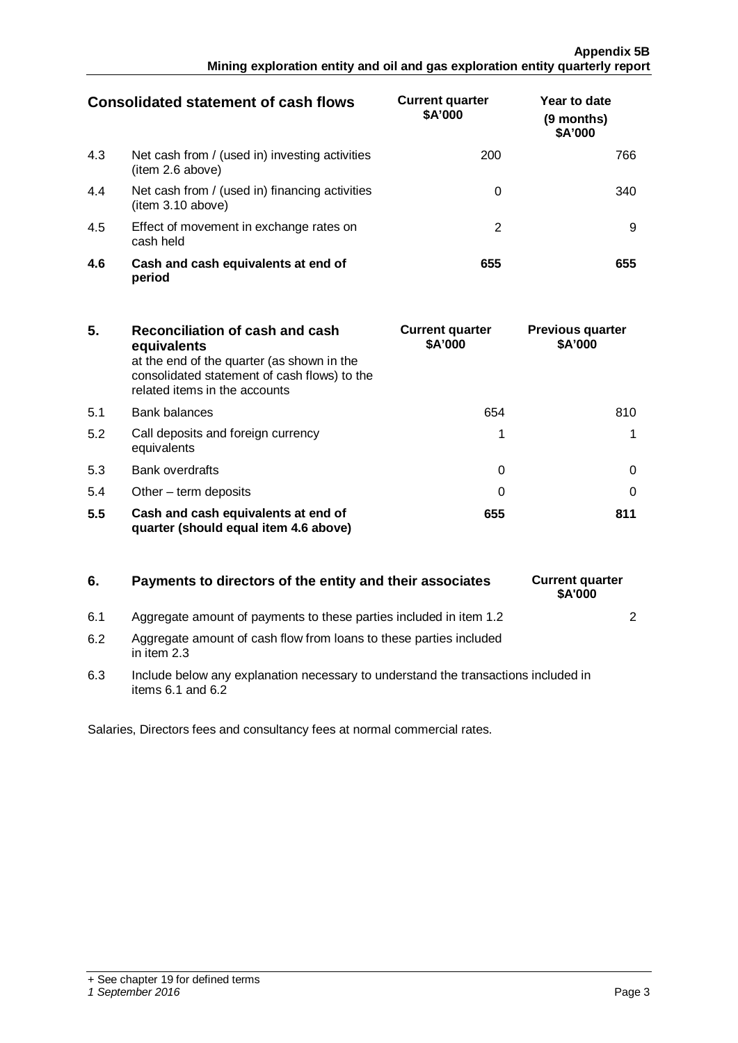| Consolidated statement of cash flows | | Current quarter \$A'000 | Year to date (9 months) \$A'000 |
|---|---|---|---|
| 4.3 | Net cash from / (used in) investing activities (item 2.6 above) | 200 | 766 |
| 4.4 | Net cash from / (used in) financing activities (item 3.10 above) | 0 | 340 |
| 4.5 | Effect of movement in exchange rates on cash held | 2 | 9 |
| **4.6** | **Cash and cash equivalents at end of period** | **655** | **655** |

| **5.** | **Reconciliation of cash and cash equivalents** at the end of the quarter (as shown in the consolidated statement of cash flows) to the related items in the accounts | **Current quarter \$A'000** | **Previous quarter \$A'000** |
|---|---|---|---|
| 5.1 | Bank balances | 654 | 810 |
| 5.2 | Call deposits and foreign currency equivalents | 1 | 1 |
| 5.3 | Bank overdrafts | 0 | 0 |
| 5.4 | Other – term deposits | 0 | 0 |
| **5.5** | **Cash and cash equivalents at end of quarter (should equal item 4.6 above)** | **655** | **811** |

| **6.** | **Payments to directors of the entity and their associates** | **Current quarter \$A'000** |
|---|---|---|
| 6.1 | Aggregate amount of payments to these parties included in item 1.2 | 2 |
| 6.2 | Aggregate amount of cash flow from loans to these parties included in item 2.3 | |
| 6.3 | Include below any explanation necessary to understand the transactions included in items 6.1 and 6.2 | |

Salaries, Directors fees and consultancy fees at normal commercial rates.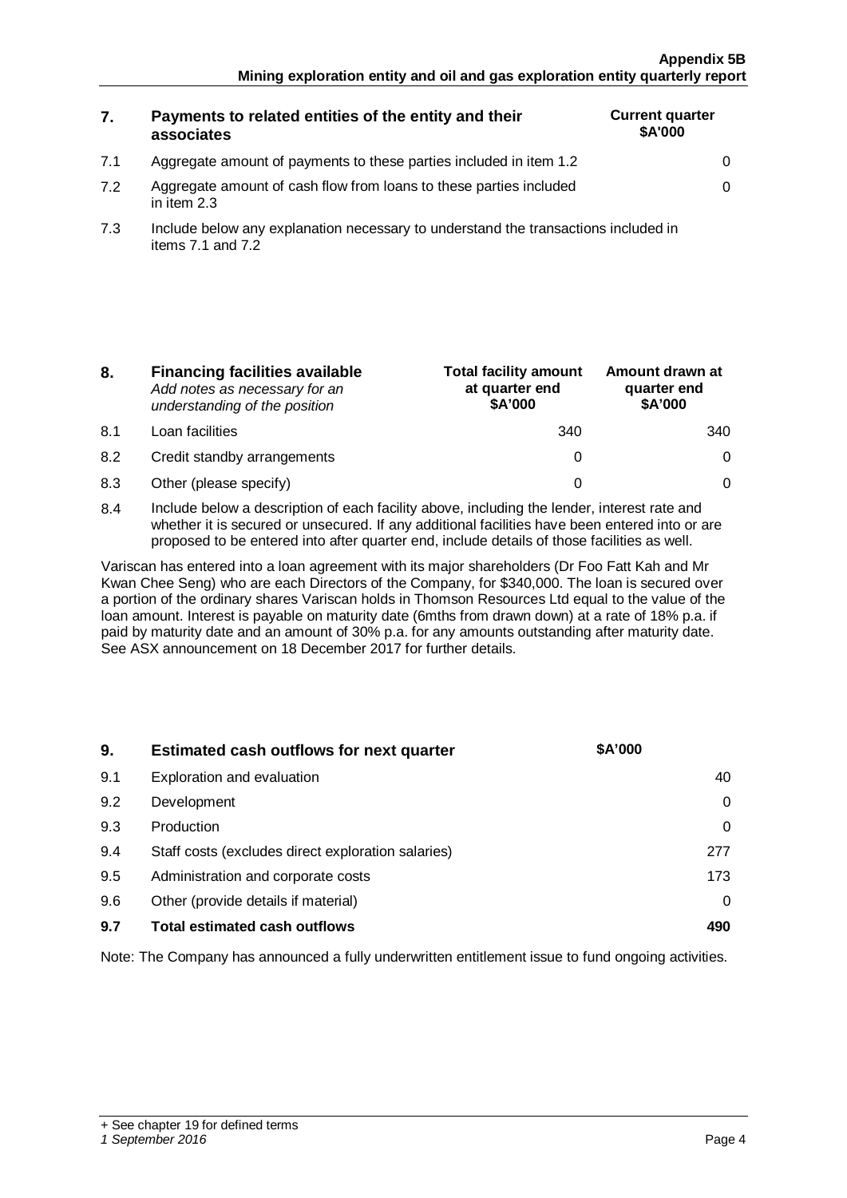| 7. | Payments to related entities of the entity and their associates | Current quarter $A'000 |
|---|---|---|
| 7.1 | Aggregate amount of payments to these parties included in item 1.2 | 0 |
| 7.2 | Aggregate amount of cash flow from loans to these parties included in item 2.3 | 0 |
| 7.3 | Include below any explanation necessary to understand the transactions included in items 7.1 and 7.2 | |

| 8. | **Financing facilities available** *Add notes as necessary for an understanding of the position* | Total facility amount at quarter end $A'000 | Amount drawn at quarter end $A'000 |
|---|---|---|---|
| 8.1 | Loan facilities | 340 | 340 |
| 8.2 | Credit standby arrangements | 0 | 0 |
| 8.3 | Other (please specify) | 0 | 0 |

8.4 Include below a description of each facility above, including the lender, interest rate and whether it is secured or unsecured. If any additional facilities have been entered into or are proposed to be entered into after quarter end, include details of those facilities as well.

Variscan has entered into a loan agreement with its major shareholders (Dr Foo Fatt Kah and Mr Kwan Chee Seng) who are each Directors of the Company, for $340,000. The loan is secured over a portion of the ordinary shares Variscan holds in Thomson Resources Ltd equal to the value of the loan amount. Interest is payable on maturity date (6mths from drawn down) at a rate of 18% p.a. if paid by maturity date and an amount of 30% p.a. for any amounts outstanding after maturity date. See ASX announcement on 18 December 2017 for further details.

| 9. | Estimated cash outflows for next quarter | $A'000 |
|---|---|---|
| 9.1 | Exploration and evaluation | 40 |
| 9.2 | Development | 0 |
| 9.3 | Production | 0 |
| 9.4 | Staff costs (excludes direct exploration salaries) | 277 |
| 9.5 | Administration and corporate costs | 173 |
| 9.6 | Other (provide details if material) | 0 |
| **9.7** | **Total estimated cash outflows** | **490** |

Note: The Company has announced a fully underwritten entitlement issue to fund ongoing activities.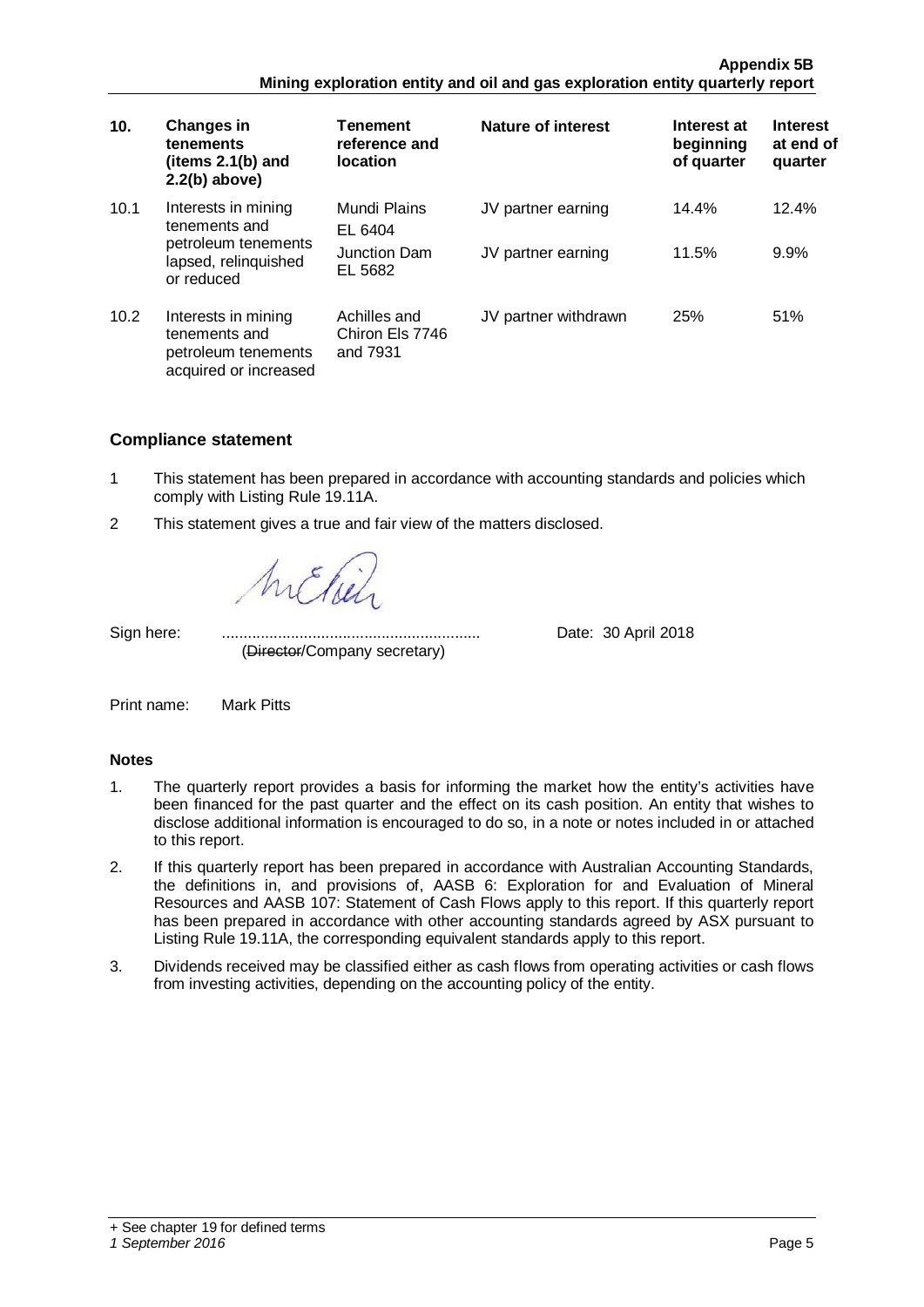| 10. | Changes in tenements (items 2.1(b) and 2.2(b) above) | Tenement reference and location | Nature of interest | Interest at beginning of quarter | Interest at end of quarter |
|---|---|---|---|---|---|
| 10.1 | Interests in mining tenements and petroleum tenements lapsed, relinquished or reduced | Mundi Plains EL 6404 | JV partner earning | 14.4% | 12.4% |
| | | Junction Dam EL 5682 | JV partner earning | 11.5% | 9.9% |
| 10.2 | Interests in mining tenements and petroleum tenements acquired or increased | Achilles and Chiron Els 7746 and 7931 | JV partner withdrawn | 25% | 51% |

## Compliance statement

1. This statement has been prepared in accordance with accounting standards and policies which comply with Listing Rule 19.11A.
2. This statement gives a true and fair view of the matters disclosed.

Sign here: ............................................................ Date: 30 April 2018
(~~Director~~/Company secretary)

Print name: Mark Pitts

### Notes

1. The quarterly report provides a basis for informing the market how the entity's activities have been financed for the past quarter and the effect on its cash position. An entity that wishes to disclose additional information is encouraged to do so, in a note or notes included in or attached to this report.
2. If this quarterly report has been prepared in accordance with Australian Accounting Standards, the definitions in, and provisions of, AASB 6: Exploration for and Evaluation of Mineral Resources and AASB 107: Statement of Cash Flows apply to this report. If this quarterly report has been prepared in accordance with other accounting standards agreed by ASX pursuant to Listing Rule 19.11A, the corresponding equivalent standards apply to this report.
3. Dividends received may be classified either as cash flows from operating activities or cash flows from investing activities, depending on the accounting policy of the entity.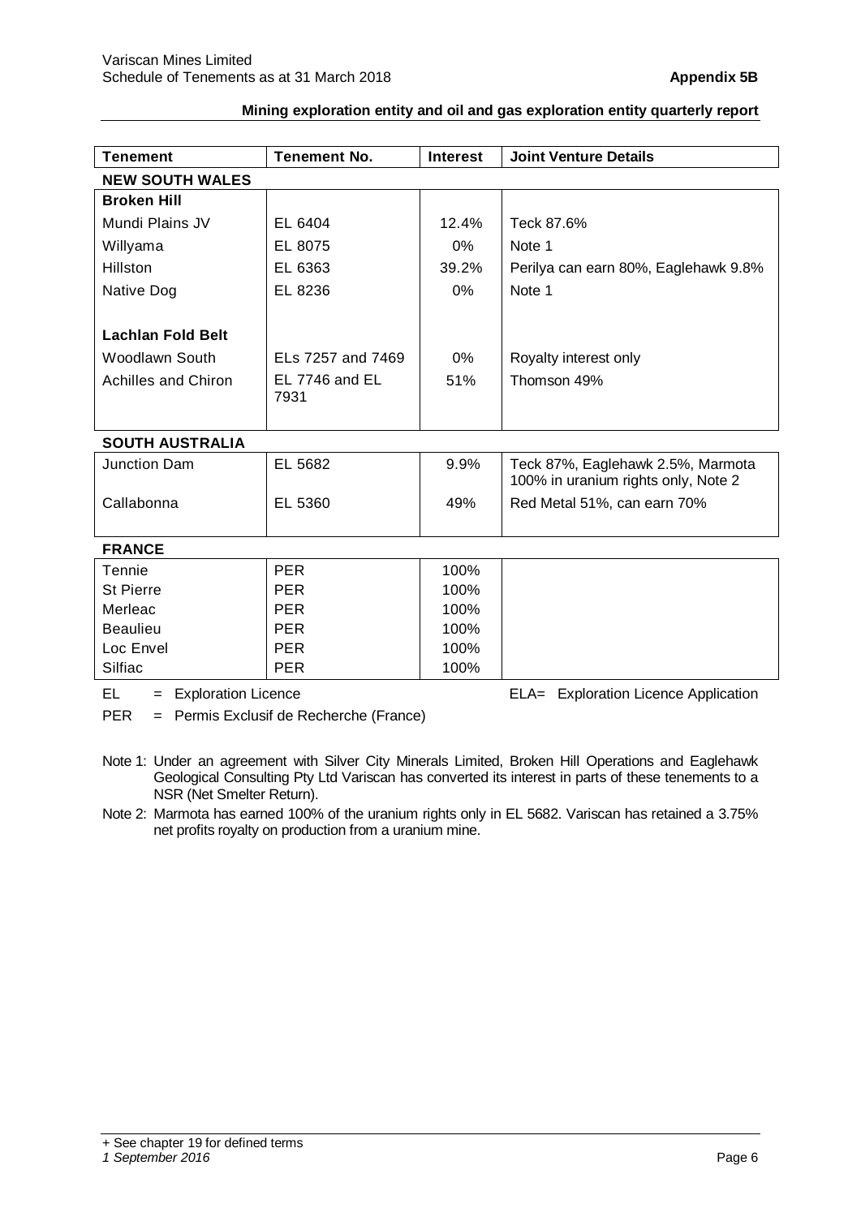Variscan Mines Limited
Schedule of Tenements as at 31 March 2018

| Tenement | Tenement No. | Interest | Joint Venture Details |
|---|---|---|---|
| **NEW SOUTH WALES** | | | |
| **Broken Hill** | | | |
| Mundi Plains JV | EL 6404 | 12.4% | Teck 87.6% |
| Willyama | EL 8075 | 0% | Note 1 |
| Hillston | EL 6363 | 39.2% | Perilya can earn 80%, Eaglehawk 9.8% |
| Native Dog | EL 8236 | 0% | Note 1 |
| **Lachlan Fold Belt** | | | |
| Woodlawn South | ELs 7257 and 7469 | 0% | Royalty interest only |
| Achilles and Chiron | EL 7746 and EL 7931 | 51% | Thomson 49% |
| **SOUTH AUSTRALIA** | | | |
| Junction Dam | EL 5682 | 9.9% | Teck 87%, Eaglehawk 2.5%, Marmota 100% in uranium rights only, Note 2 |
| Callabonna | EL 5360 | 49% | Red Metal 51%, can earn 70% |
| **FRANCE** | | | |
| Tennie | PER | 100% | |
| St Pierre | PER | 100% | |
| Merleac | PER | 100% | |
| Beaulieu | PER | 100% | |
| Loc Envel | PER | 100% | |
| Silfiac | PER | 100% | |

EL = Exploration Licence

ELA= Exploration Licence Application

PER = Permis Exclusif de Recherche (France)

Note 1: Under an agreement with Silver City Minerals Limited, Broken Hill Operations and Eaglehawk Geological Consulting Pty Ltd Variscan has converted its interest in parts of these tenements to a NSR (Net Smelter Return).

Note 2: Marmota has earned 100% of the uranium rights only in EL 5682. Variscan has retained a 3.75% net profits royalty on production from a uranium mine.